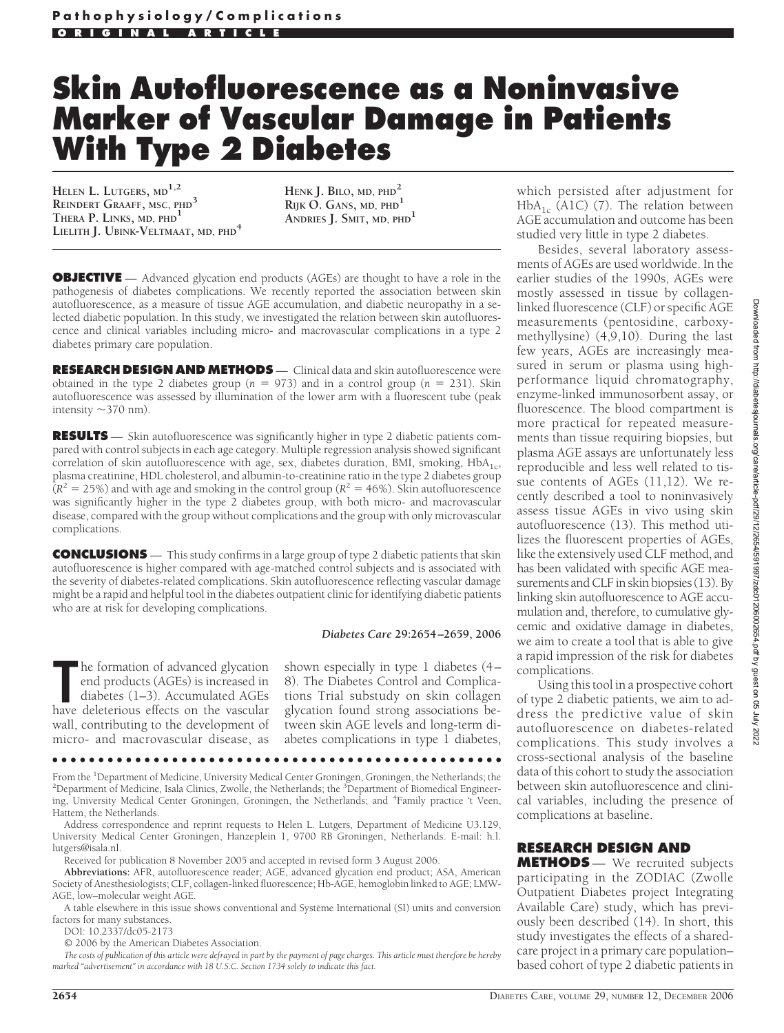# Skin Autofluorescence as a Noninvasive Marker of Vascular Damage in Patients With Type 2 Diabetes

**Helen L. Lutgers, md**[1,2]
**Reindert Graaff, msc, phd**[3]
**Thera P. Links, md, phd**[1]
**Lielith J. Ubink-Veltmaat, md, phd**[4]
**Henk J. Bilo, md, phd**[2]
**Rijk O. Gans, md, phd**[1]
**Andries J. Smit, md, phd**[1]

**OBJECTIVE** — Advanced glycation end products (AGEs) are thought to have a role in the pathogenesis of diabetes complications. We recently reported the association between skin autofluorescence, as a measure of tissue AGE accumulation, and diabetic neuropathy in a selected diabetic population. In this study, we investigated the relation between skin autofluorescence and clinical variables including micro- and macrovascular complications in a type 2 diabetes primary care population.

**RESEARCH DESIGN AND METHODS** — Clinical data and skin autofluorescence were obtained in the type 2 diabetes group ($n = 973$) and in a control group ($n = 231$). Skin autofluorescence was assessed by illumination of the lower arm with a fluorescent tube (peak intensity ~370 nm).

**RESULTS** — Skin autofluorescence was significantly higher in type 2 diabetic patients compared with control subjects in each age category. Multiple regression analysis showed significant correlation of skin autofluorescence with age, sex, diabetes duration, BMI, smoking, $HbA_{1c}$, plasma creatinine, HDL cholesterol, and albumin-to-creatinine ratio in the type 2 diabetes group ($R^2 = 25\%$) and with age and smoking in the control group ($R^2 = 46\%$). Skin autofluorescence was significantly higher in the type 2 diabetes group, with both micro- and macrovascular disease, compared with the group without complications and the group with only microvascular complications.

**CONCLUSIONS** — This study confirms in a large group of type 2 diabetic patients that skin autofluorescence is higher compared with age-matched control subjects and is associated with the severity of diabetes-related complications. Skin autofluorescence reflecting vascular damage might be a rapid and helpful tool in the diabetes outpatient clinic for identifying diabetic patients who are at risk for developing complications.

*Diabetes Care* **29:**2654–2659, 2006

The formation of advanced glycation end products (AGEs) is increased in diabetes (1–3). Accumulated AGEs have deleterious effects on the vascular wall, contributing to the development of micro- and macrovascular disease, as shown especially in type 1 diabetes (4–8). The Diabetes Control and Complications Trial substudy on skin collagen glycation found strong associations between skin AGE levels and long-term diabetes complications in type 1 diabetes, which persisted after adjustment for $HbA_{1c}$ (A1C) (7). The relation between AGE accumulation and outcome has been studied very little in type 2 diabetes.

Besides, several laboratory assessments of AGEs are used worldwide. In the earlier studies of the 1990s, AGEs were mostly assessed in tissue by collagen-linked fluorescence (CLF) or specific AGE measurements (pentosidine, carboxymethyllysine) (4,9,10). During the last few years, AGEs are increasingly measured in serum or plasma using high-performance liquid chromatography, enzyme-linked immunosorbent assay, or fluorescence. The blood compartment is more practical for repeated measurements than tissue requiring biopsies, but plasma AGE assays are unfortunately less reproducible and less well related to tissue contents of AGEs (11,12). We recently described a tool to noninvasively assess tissue AGEs in vivo using skin autofluorescence (13). This method utilizes the fluorescent properties of AGEs, like the extensively used CLF method, and has been validated with specific AGE measurements and CLF in skin biopsies (13). By linking skin autofluorescence to AGE accumulation and, therefore, to cumulative glycemic and oxidative damage in diabetes, we aim to create a tool that is able to give a rapid impression of the risk for diabetes complications.

Using this tool in a prospective cohort of type 2 diabetic patients, we aim to address the predictive value of skin autofluorescence on diabetes-related complications. This study involves a cross-sectional analysis of the baseline data of this cohort to study the association between skin autofluorescence and clinical variables, including the presence of complications at baseline.

## RESEARCH DESIGN AND METHODS

We recruited subjects participating in the ZODIAC (Zwolle Outpatient Diabetes project Integrating Available Care) study, which has previously been described (14). In short, this study investigates the effects of a shared-care project in a primary care population–based cohort of type 2 diabetic patients in

From the [1]Department of Medicine, University Medical Center Groningen, Groningen, the Netherlands; the [2]Department of Medicine, Isala Clinics, Zwolle, the Netherlands; the [3]Department of Biomedical Engineering, University Medical Center Groningen, Groningen, the Netherlands; and [4]Family practice 't Veen, Hattem, the Netherlands.

Address correspondence and reprint requests to Helen L. Lutgers, Department of Medicine U3.129, University Medical Center Groningen, Hanzeplein 1, 9700 RB Groningen, Netherlands. E-mail: h.l.lutgers@isala.nl.

Received for publication 8 November 2005 and accepted in revised form 3 August 2006.

**Abbreviations:** AFR, autofluorescence reader; AGE, advanced glycation end product; ASA, American Society of Anesthesiologists; CLF, collagen-linked fluorescence; Hb-AGE, hemoglobin linked to AGE; LMW-AGE, low–molecular weight AGE.

A table elsewhere in this issue shows conventional and Système International (SI) units and conversion factors for many substances.

DOI: 10.2337/dc05-2173

© 2006 by the American Diabetes Association.

*The costs of publication of this article were defrayed in part by the payment of page charges. This article must therefore be hereby marked "advertisement" in accordance with 18 U.S.C. Section 1734 solely to indicate this fact.*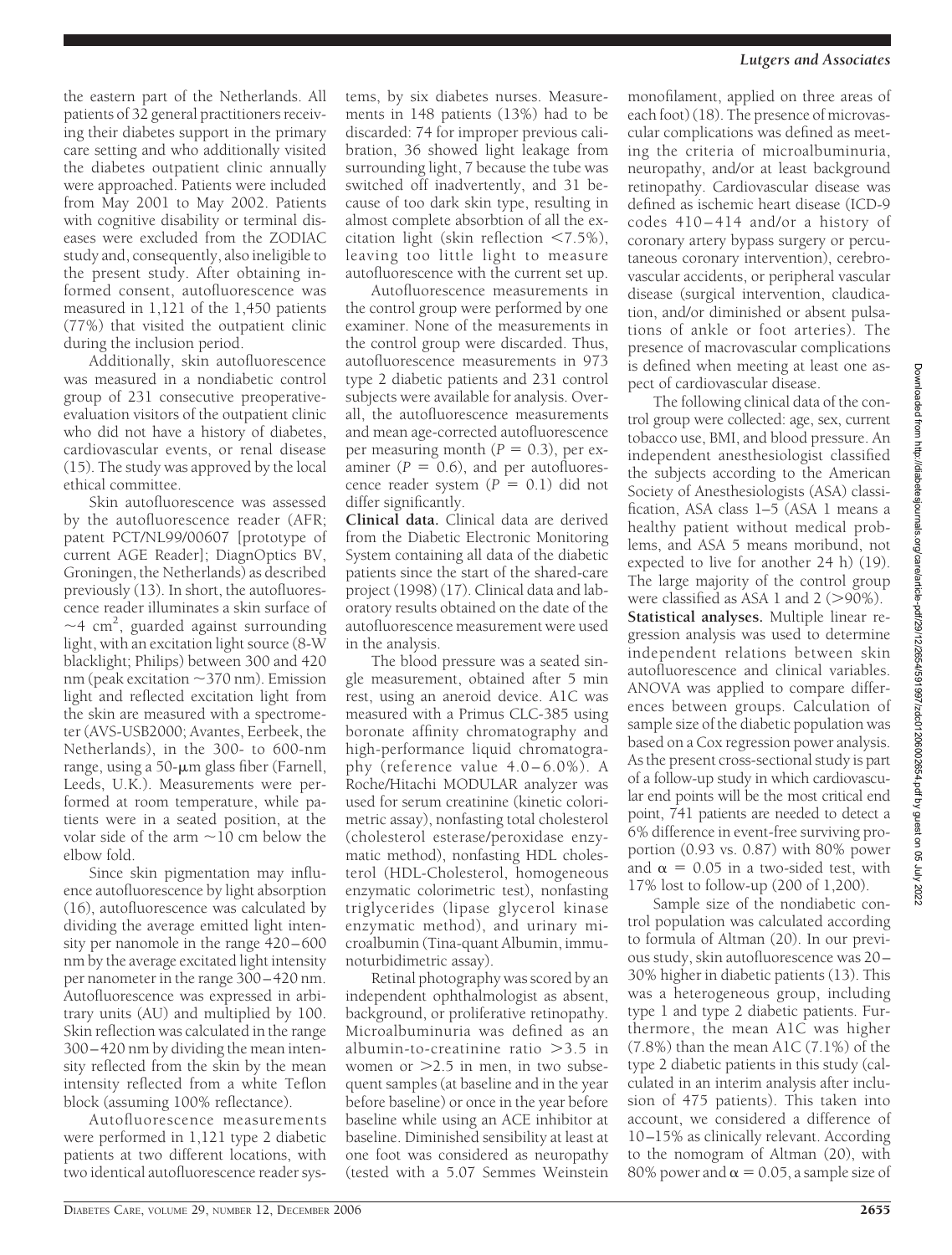the eastern part of the Netherlands. All patients of 32 general practitioners receiving their diabetes support in the primary care setting and who additionally visited the diabetes outpatient clinic annually were approached. Patients were included from May 2001 to May 2002. Patients with cognitive disability or terminal diseases were excluded from the ZODIAC study and, consequently, also ineligible to the present study. After obtaining informed consent, autofluorescence was measured in 1,121 of the 1,450 patients (77%) that visited the outpatient clinic during the inclusion period.

Additionally, skin autofluorescence was measured in a nondiabetic control group of 231 consecutive preoperative-evaluation visitors of the outpatient clinic who did not have a history of diabetes, cardiovascular events, or renal disease (15). The study was approved by the local ethical committee.

Skin autofluorescence was assessed by the autofluorescence reader (AFR; patent PCT/NL99/00607 [prototype of current AGE Reader]; DiagnOptics BV, Groningen, the Netherlands) as described previously (13). In short, the autofluorescence reader illuminates a skin surface of $\sim$4 cm$^2$, guarded against surrounding light, with an excitation light source (8-W blacklight; Philips) between 300 and 420 nm (peak excitation $\sim$370 nm). Emission light and reflected excitation light from the skin are measured with a spectrometer (AVS-USB2000; Avantes, Eerbeek, the Netherlands), in the 300- to 600-nm range, using a 50-μm glass fiber (Farnell, Leeds, U.K.). Measurements were performed at room temperature, while patients were in a seated position, at the volar side of the arm $\sim$10 cm below the elbow fold.

Since skin pigmentation may influence autofluorescence by light absorption (16), autofluorescence was calculated by dividing the average emitted light intensity per nanomole in the range 420–600 nm by the average excitated light intensity per nanometer in the range 300–420 nm. Autofluorescence was expressed in arbitrary units (AU) and multiplied by 100. Skin reflection was calculated in the range 300–420 nm by dividing the mean intensity reflected from the skin by the mean intensity reflected from a white Teflon block (assuming 100% reflectance).

Autofluorescence measurements were performed in 1,121 type 2 diabetic patients at two different locations, with two identical autofluorescence reader systems, by six diabetes nurses. Measurements in 148 patients (13%) had to be discarded: 74 for improper previous calibration, 36 showed light leakage from surrounding light, 7 because the tube was switched off inadvertently, and 31 because of too dark skin type, resulting in almost complete absorbtion of all the excitation light (skin reflection <7.5%), leaving too little light to measure autofluorescence with the current set up.

Autofluorescence measurements in the control group were performed by one examiner. None of the measurements in the control group were discarded. Thus, autofluorescence measurements in 973 type 2 diabetic patients and 231 control subjects were available for analysis. Overall, the autofluorescence measurements and mean age-corrected autofluorescence per measuring month ($P = 0.3$), per examiner ($P = 0.6$), and per autofluorescence reader system ($P = 0.1$) did not differ significantly.

**Clinical data.** Clinical data are derived from the Diabetic Electronic Monitoring System containing all data of the diabetic patients since the start of the shared-care project (1998) (17). Clinical data and laboratory results obtained on the date of the autofluorescence measurement were used in the analysis.

The blood pressure was a seated single measurement, obtained after 5 min rest, using an aneroid device. A1C was measured with a Primus CLC-385 using boronate affinity chromatography and high-performance liquid chromatography (reference value 4.0–6.0%). A Roche/Hitachi MODULAR analyzer was used for serum creatinine (kinetic colorimetric assay), nonfasting total cholesterol (cholesterol esterase/peroxidase enzymatic method), nonfasting HDL cholesterol (HDL-Cholesterol, homogeneous enzymatic colorimetric test), nonfasting triglycerides (lipase glycerol kinase enzymatic method), and urinary microalbumin (Tina-quant Albumin, immunoturbidimetric assay).

Retinal photography was scored by an independent ophthalmologist as absent, background, or proliferative retinopathy. Microalbuminuria was defined as an albumin-to-creatinine ratio >3.5 in women or >2.5 in men, in two subsequent samples (at baseline and in the year before baseline) or once in the year before baseline while using an ACE inhibitor at baseline. Diminished sensibility at least at one foot was considered as neuropathy (tested with a 5.07 Semmes Weinstein monofilament, applied on three areas of each foot) (18). The presence of microvascular complications was defined as meeting the criteria of microalbuminuria, neuropathy, and/or at least background retinopathy. Cardiovascular disease was defined as ischemic heart disease (ICD-9 codes 410–414 and/or a history of coronary artery bypass surgery or percutaneous coronary intervention), cerebrovascular accidents, or peripheral vascular disease (surgical intervention, claudication, and/or diminished or absent pulsations of ankle or foot arteries). The presence of macrovascular complications is defined when meeting at least one aspect of cardiovascular disease.

The following clinical data of the control group were collected: age, sex, current tobacco use, BMI, and blood pressure. An independent anesthesiologist classified the subjects according to the American Society of Anesthesiologists (ASA) classification, ASA class 1–5 (ASA 1 means a healthy patient without medical problems, and ASA 5 means moribund, not expected to live for another 24 h) (19). The large majority of the control group were classified as ASA 1 and 2 (>90%).

**Statistical analyses.** Multiple linear regression analysis was used to determine independent relations between skin autofluorescence and clinical variables. ANOVA was applied to compare differences between groups. Calculation of sample size of the diabetic population was based on a Cox regression power analysis. As the present cross-sectional study is part of a follow-up study in which cardiovascular end points will be the most critical end point, 741 patients are needed to detect a 6% difference in event-free surviving proportion (0.93 vs. 0.87) with 80% power and $\alpha = 0.05$ in a two-sided test, with 17% lost to follow-up (200 of 1,200).

Sample size of the nondiabetic control population was calculated according to formula of Altman (20). In our previous study, skin autofluorescence was 20–30% higher in diabetic patients (13). This was a heterogeneous group, including type 1 and type 2 diabetic patients. Furthermore, the mean A1C was higher (7.8%) than the mean A1C (7.1%) of the type 2 diabetic patients in this study (calculated in an interim analysis after inclusion of 475 patients). This taken into account, we considered a difference of 10–15% as clinically relevant. According to the nomogram of Altman (20), with 80% power and $\alpha = 0.05$, a sample size of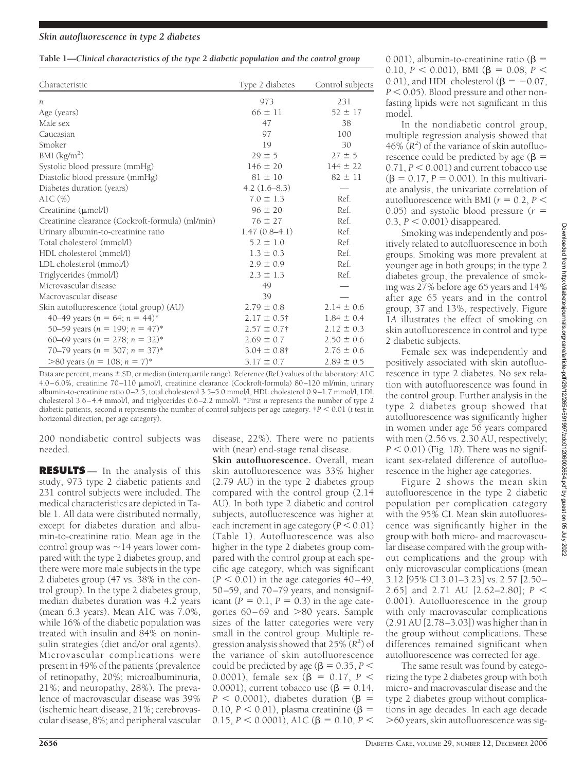**Table 1—Clinical characteristics of the type 2 diabetic population and the control group**

| Characteristic | Type 2 diabetes | Control subjects |
|---|---|---|
| $n$ | 973 | 231 |
| Age (years) | 66 ± 11 | 52 ± 17 |
| Male sex | 47 | 38 |
| Caucasian | 97 | 100 |
| Smoker | 19 | 30 |
| BMI (kg/m$^2$) | 29 ± 5 | 27 ± 5 |
| Systolic blood pressure (mmHg) | 146 ± 20 | 144 ± 22 |
| Diastolic blood pressure (mmHg) | 81 ± 10 | 82 ± 11 |
| Diabetes duration (years) | 4.2 (1.6–8.3) | — |
| A1C (%) | 7.0 ± 1.3 | Ref. |
| Creatinine (μmol/l) | 96 ± 20 | Ref. |
| Creatinine clearance (Cockroft-formula) (ml/min) | 76 ± 27 | Ref. |
| Urinary albumin-to-creatinine ratio | 1.47 (0.8–4.1) | Ref. |
| Total cholesterol (mmol/l) | 5.2 ± 1.0 | Ref. |
| HDL cholesterol (mmol/l) | 1.3 ± 0.3 | Ref. |
| LDL cholesterol (mmol/l) | 2.9 ± 0.9 | Ref. |
| Triglycerides (mmol/l) | 2.3 ± 1.3 | Ref. |
| Microvascular disease | 49 | — |
| Macrovascular disease | 39 | — |
| Skin autofluorescence (total group) (AU) | 2.79 ± 0.8 | 2.14 ± 0.6 |
| 40–49 years ($n$ = 64; $n$ = 44)* | 2.17 ± 0.5† | 1.84 ± 0.4 |
| 50–59 years ($n$ = 199; $n$ = 47)* | 2.57 ± 0.7† | 2.12 ± 0.3 |
| 60–69 years ($n$ = 278; $n$ = 32)* | 2.69 ± 0.7 | 2.50 ± 0.6 |
| 70–79 years ($n$ = 307; $n$ = 37)* | 3.04 ± 0.8† | 2.76 ± 0.6 |
| >80 years ($n$ = 108; $n$ = 7)* | 3.17 ± 0.7 | 2.89 ± 0.5 |

Data are percent, means ± SD, or median (interquartile range). Reference (Ref.) values of the laboratory: A1C 4.0–6.0%, creatinine 70–110 μmol/l, creatinine clearance (Cockroft-formula) 80–120 ml/min, urinary albumin-to-creatinine ratio 0–2.5, total cholesterol 3.5–5.0 mmol/l, HDL cholesterol 0.9–1.7 mmol/l, LDL cholesterol 3.6–4.4 mmol/l, and triglycerides 0.6–2.2 mmol/l. *First $n$ represents the number of type 2 diabetic patients, second $n$ represents the number of control subjects per age category. †$P < 0.01$ ($t$ test in horizontal direction, per age category).

200 nondiabetic control subjects was needed.

## RESULTS

In the analysis of this study, 973 type 2 diabetic patients and 231 control subjects were included. The medical characteristics are depicted in Table 1. All data were distributed normally, except for diabetes duration and albumin-to-creatinine ratio. Mean age in the control group was ~14 years lower compared with the type 2 diabetes group, and there were more male subjects in the type 2 diabetes group (47 vs. 38% in the control group). In the type 2 diabetes group, median diabetes duration was 4.2 years (mean 6.3 years). Mean A1C was 7.0%, while 16% of the diabetic population was treated with insulin and 84% on noninsulin strategies (diet and/or oral agents). Microvascular complications were present in 49% of the patients (prevalence of retinopathy, 20%; microalbuminuria, 21%; and neuropathy, 28%). The prevalence of macrovascular disease was 39% (ischemic heart disease, 21%; cerebrovascular disease, 8%; and peripheral vascular disease, 22%). There were no patients with (near) end-stage renal disease.

**Skin autofluorescence.** Overall, mean skin autofluorescence was 33% higher (2.79 AU) in the type 2 diabetes group compared with the control group (2.14 AU). In both type 2 diabetic and control subjects, autofluorescence was higher at each increment in age category ($P < 0.01$) (Table 1). Autofluorescence was also higher in the type 2 diabetes group compared with the control group at each specific age category, which was significant ($P < 0.01$) in the age categories 40–49, 50–59, and 70–79 years, and nonsignificant ($P = 0.1$, $P = 0.3$) in the age categories 60–69 and >80 years. Sample sizes of the latter categories were very small in the control group. Multiple regression analysis showed that 25% ($R^2$) of the variance of skin autofluorescence could be predicted by age ($\beta = 0.35$, $P < 0.0001$), female sex ($\beta = 0.17$, $P < 0.0001$), current tobacco use ($\beta = 0.14$, $P < 0.0001$), diabetes duration ($\beta = 0.10$, $P < 0.01$), plasma creatinine ($\beta = 0.15$, $P < 0.0001$), A1C ($\beta = 0.10$, $P < 0.001$), albumin-to-creatinine ratio ($\beta = 0.10$, $P < 0.001$), BMI ($\beta = 0.08$, $P < 0.01$), and HDL cholesterol ($\beta = -0.07$, $P < 0.05$). Blood pressure and other nonfasting lipids were not significant in this model.

In the nondiabetic control group, multiple regression analysis showed that 46% ($R^2$) of the variance of skin autofluorescence could be predicted by age ($\beta = 0.71$, $P < 0.001$) and current tobacco use ($\beta = 0.17$, $P = 0.001$). In this multivariate analysis, the univariate correlation of autofluorescence with BMI ($r = 0.2$, $P < 0.05$) and systolic blood pressure ($r = 0.3$, $P < 0.001$) disappeared.

Smoking was independently and positively related to autofluorescence in both groups. Smoking was more prevalent at younger age in both groups; in the type 2 diabetes group, the prevalence of smoking was 27% before age 65 years and 14% after age 65 years and in the control group, 37 and 13%, respectively. Figure 1*A* illustrates the effect of smoking on skin autofluorescence in control and type 2 diabetic subjects.

Female sex was independently and positively associated with skin autofluorescence in type 2 diabetes. No sex relation with autofluorescence was found in the control group. Further analysis in the type 2 diabetes group showed that autofluorescence was significantly higher in women under age 56 years compared with men (2.56 vs. 2.30 AU, respectively; $P < 0.01$) (Fig. 1*B*). There was no significant sex-related difference of autofluorescence in the higher age categories.

Figure 2 shows the mean skin autofluorescence in the type 2 diabetic population per complication category with the 95% CI. Mean skin autofluorescence was significantly higher in the group with both micro- and macrovascular disease compared with the group without complications and the group with only microvascular complications (mean 3.12 [95% CI 3.01–3.23] vs. 2.57 [2.50–2.65] and 2.71 AU [2.62–2.80]; $P < 0.001$). Autofluorescence in the group with only macrovascular complications (2.91 AU [2.78–3.03]) was higher than in the group without complications. These differences remained significant when autofluorescence was corrected for age.

The same result was found by categorizing the type 2 diabetes group with both micro- and macrovascular disease and the type 2 diabetes group without complications in age decades. In each age decade >60 years, skin autofluorescence was sig-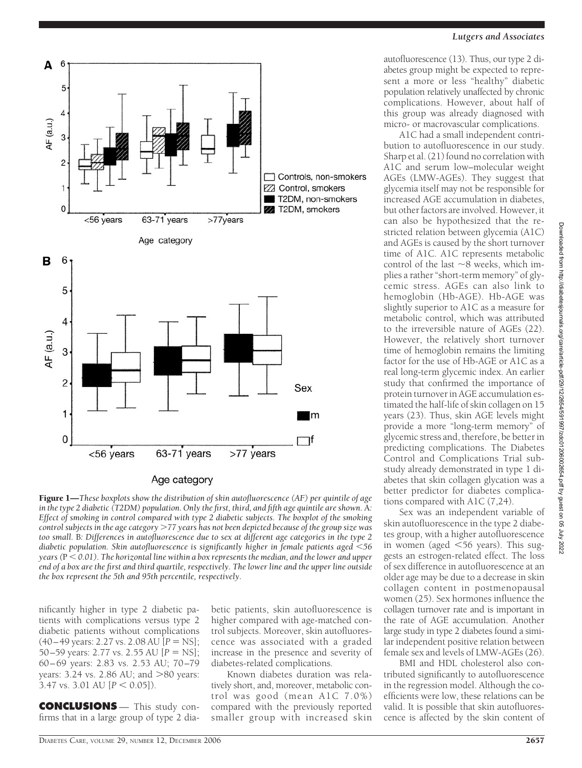Figure 1—*These boxplots show the distribution of skin autofluorescence (AF) per quintile of age in the type 2 diabetic (T2DM) population. Only the first, third, and fifth age quintile are shown.* A: *Effect of smoking in control compared with type 2 diabetic subjects. The boxplot of the smoking control subjects in the age category >77 years has not been depicted because of the group size was too small.* B: *Differences in autofluorescence due to sex at different age categories in the type 2 diabetic population. Skin autofluorescence is significantly higher in female patients aged <56 years (P < 0.01). The horizontal line within a box represents the median, and the lower and upper end of a box are the first and third quartile, respectively. The lower line and the upper line outside the box represent the 5th and 95th percentile, respectively.*

nificantly higher in type 2 diabetic patients with complications versus type 2 diabetic patients without complications (40–49 years: 2.27 vs. 2.08 AU [P = NS]; 50–59 years: 2.77 vs. 2.55 AU [P = NS]; 60–69 years: 2.83 vs. 2.53 AU; 70–79 years: 3.24 vs. 2.86 AU; and >80 years: 3.47 vs. 3.01 AU [$P < 0.05$]).

## CONCLUSIONS

This study confirms that in a large group of type 2 diabetic patients, skin autofluorescence is higher compared with age-matched control subjects. Moreover, skin autofluorescence was associated with a graded increase in the presence and severity of diabetes-related complications.

Known diabetes duration was relatively short, and, moreover, metabolic control was good (mean A1C 7.0%) compared with the previously reported smaller group with increased skin autofluorescence (13). Thus, our type 2 diabetes group might be expected to represent a more or less "healthy" diabetic population relatively unaffected by chronic complications. However, about half of this group was already diagnosed with micro- or macrovascular complications.

A1C had a small independent contribution to autofluorescence in our study. Sharp et al. (21) found no correlation with A1C and serum low–molecular weight AGEs (LMW-AGEs). They suggest that glycemia itself may not be responsible for increased AGE accumulation in diabetes, but other factors are involved. However, it can also be hypothesized that the restricted relation between glycemia (A1C) and AGEs is caused by the short turnover time of A1C. A1C represents metabolic control of the last ~8 weeks, which implies a rather "short-term memory" of glycemic stress. AGEs can also link to hemoglobin (Hb-AGE). Hb-AGE was slightly superior to A1C as a measure for metabolic control, which was attributed to the irreversible nature of AGEs (22). However, the relatively short turnover time of hemoglobin remains the limiting factor for the use of Hb-AGE or A1C as a real long-term glycemic index. An earlier study that confirmed the importance of protein turnover in AGE accumulation estimated the half-life of skin collagen on 15 years (23). Thus, skin AGE levels might provide a more "long-term memory" of glycemic stress and, therefore, be better in predicting complications. The Diabetes Control and Complications Trial substudy already demonstrated in type 1 diabetes that skin collagen glycation was a better predictor for diabetes complications compared with A1C (7,24).

Sex was an independent variable of skin autofluorescence in the type 2 diabetes group, with a higher autofluorescence in women (aged <56 years). This suggests an estrogen-related effect. The loss of sex difference in autofluorescence at an older age may be due to a decrease in skin collagen content in postmenopausal women (25). Sex hormones influence the collagen turnover rate and is important in the rate of AGE accumulation. Another large study in type 2 diabetes found a similar independent positive relation between female sex and levels of LMW-AGEs (26).

BMI and HDL cholesterol also contributed significantly to autofluorescence in the regression model. Although the coefficients were low, these relations can be valid. It is possible that skin autofluorescence is affected by the skin content of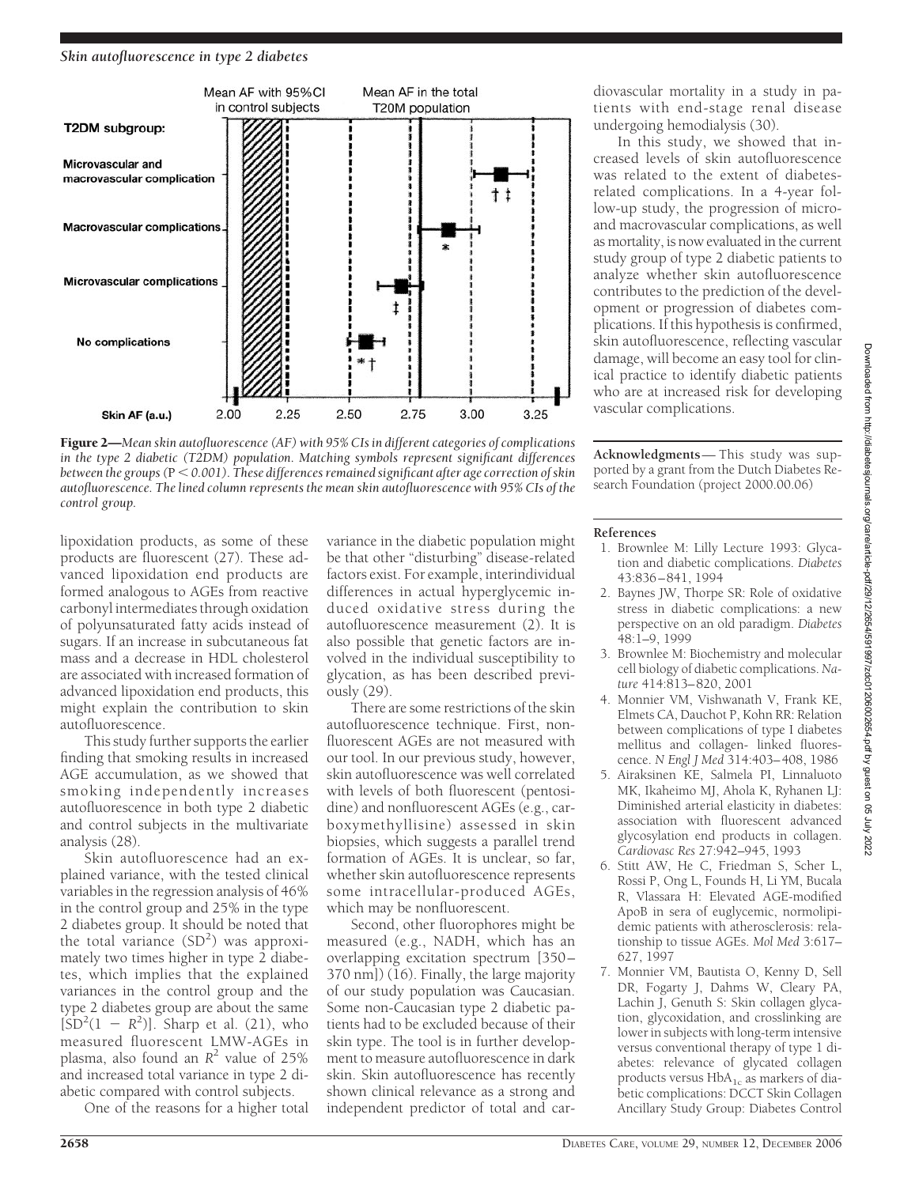**Figure 2**—*Mean skin autofluorescence (AF) with 95% CIs in different categories of complications in the type 2 diabetic (T2DM) population. Matching symbols represent significant differences between the groups (P < 0.001). These differences remained significant after age correction of skin autofluorescence. The lined column represents the mean skin autofluorescence with 95% CIs of the control group.*

lipoxidation products, as some of these products are fluorescent (27). These advanced lipoxidation end products are formed analogous to AGEs from reactive carbonyl intermediates through oxidation of polyunsaturated fatty acids instead of sugars. If an increase in subcutaneous fat mass and a decrease in HDL cholesterol are associated with increased formation of advanced lipoxidation end products, this might explain the contribution to skin autofluorescence.

This study further supports the earlier finding that smoking results in increased AGE accumulation, as we showed that smoking independently increases autofluorescence in both type 2 diabetic and control subjects in the multivariate analysis (28).

Skin autofluorescence had an explained variance, with the tested clinical variables in the regression analysis of 46% in the control group and 25% in the type 2 diabetes group. It should be noted that the total variance ($SD^2$) was approximately two times higher in type 2 diabetes, which implies that the explained variances in the control group and the type 2 diabetes group are about the same [$SD^2(1 - R^2)$]. Sharp et al. (21), who measured fluorescent LMW-AGEs in plasma, also found an $R^2$ value of 25% and increased total variance in type 2 diabetic compared with control subjects.

One of the reasons for a higher total variance in the diabetic population might be that other "disturbing" disease-related factors exist. For example, interindividual differences in actual hyperglycemic induced oxidative stress during the autofluorescence measurement (2). It is also possible that genetic factors are involved in the individual susceptibility to glycation, as has been described previously (29).

There are some restrictions of the skin autofluorescence technique. First, nonfluorescent AGEs are not measured with our tool. In our previous study, however, skin autofluorescence was well correlated with levels of both fluorescent (pentosidine) and nonfluorescent AGEs (e.g., carboxymethyllisine) assessed in skin biopsies, which suggests a parallel trend formation of AGEs. It is unclear, so far, whether skin autofluorescence represents some intracellular-produced AGEs, which may be nonfluorescent.

Second, other fluorophores might be measured (e.g., NADH, which has an overlapping excitation spectrum [350–370 nm]) (16). Finally, the large majority of our study population was Caucasian. Some non-Caucasian type 2 diabetic patients had to be excluded because of their skin type. The tool is in further development to measure autofluorescence in dark skin. Skin autofluorescence has recently shown clinical relevance as a strong and independent predictor of total and cardiovascular mortality in a study in patients with end-stage renal disease undergoing hemodialysis (30).

In this study, we showed that increased levels of skin autofluorescence was related to the extent of diabetes-related complications. In a 4-year follow-up study, the progression of micro- and macrovascular complications, as well as mortality, is now evaluated in the current study group of type 2 diabetic patients to analyze whether skin autofluorescence contributes to the prediction of the development or progression of diabetes complications. If this hypothesis is confirmed, skin autofluorescence, reflecting vascular damage, will become an easy tool for clinical practice to identify diabetic patients who are at increased risk for developing vascular complications.

**Acknowledgments**— This study was supported by a grant from the Dutch Diabetes Research Foundation (project 2000.00.06)

## References

1. Brownlee M: Lilly Lecture 1993: Glycation and diabetic complications. *Diabetes* 43:836–841, 1994
2. Baynes JW, Thorpe SR: Role of oxidative stress in diabetic complications: a new perspective on an old paradigm. *Diabetes* 48:1–9, 1999
3. Brownlee M: Biochemistry and molecular cell biology of diabetic complications. *Nature* 414:813–820, 2001
4. Monnier VM, Vishwanath V, Frank KE, Elmets CA, Dauchot P, Kohn RR: Relation between complications of type I diabetes mellitus and collagen- linked fluorescence. *N Engl J Med* 314:403–408, 1986
5. Airaksinen KE, Salmela PI, Linnaluoto MK, Ikaheimo MJ, Ahola K, Ryhanen LJ: Diminished arterial elasticity in diabetes: association with fluorescent advanced glycosylation end products in collagen. *Cardiovasc Res* 27:942–945, 1993
6. Stitt AW, He C, Friedman S, Scher L, Rossi P, Ong L, Founds H, Li YM, Bucala R, Vlassara H: Elevated AGE-modified ApoB in sera of euglycemic, normolipidemic patients with atherosclerosis: relationship to tissue AGEs. *Mol Med* 3:617–627, 1997
7. Monnier VM, Bautista O, Kenny D, Sell DR, Fogarty J, Dahms W, Cleary PA, Lachin J, Genuth S: Skin collagen glycation, glycoxidation, and crosslinking are lower in subjects with long-term intensive versus conventional therapy of type 1 diabetes: relevance of glycated collagen products versus $HbA_{1c}$ as markers of diabetic complications: DCCT Skin Collagen Ancillary Study Group: Diabetes Control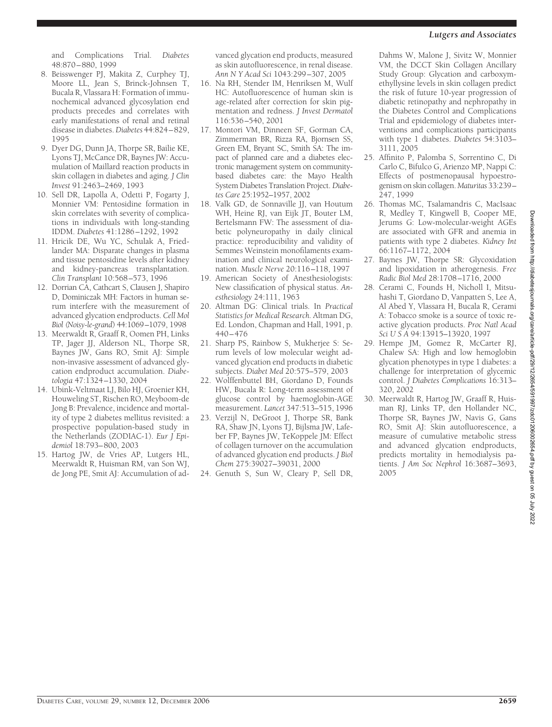and Complications Trial. *Diabetes* 48:870–880, 1999

8. Beisswenger PJ, Makita Z, Curphey TJ, Moore LL, Jean S, Brinck-Johnsen T, Bucala R, Vlassara H: Formation of immunochemical advanced glycosylation end products precedes and correlates with early manifestations of renal and retinal disease in diabetes. *Diabetes* 44:824–829, 1995
9. Dyer DG, Dunn JA, Thorpe SR, Bailie KE, Lyons TJ, McCance DR, Baynes JW: Accumulation of Maillard reaction products in skin collagen in diabetes and aging. *J Clin Invest* 91:2463–2469, 1993
10. Sell DR, Lapolla A, Odetti P, Fogarty J, Monnier VM: Pentosidine formation in skin correlates with severity of complications in individuals with long-standing IDDM. *Diabetes* 41:1286–1292, 1992
11. Hricik DE, Wu YC, Schulak A, Friedlander MA: Disparate changes in plasma and tissue pentosidine levels after kidney and kidney-pancreas transplantation. *Clin Transplant* 10:568–573, 1996
12. Dorrian CA, Cathcart S, Clausen J, Shapiro D, Dominiczak MH: Factors in human serum interfere with the measurement of advanced glycation endproducts. *Cell Mol Biol (Noisy-le-grand)* 44:1069–1079, 1998
13. Meerwaldt R, Graaff R, Oomen PH, Links TP, Jager JJ, Alderson NL, Thorpe SR, Baynes JW, Gans RO, Smit AJ: Simple non-invasive assessment of advanced glycation endproduct accumulation. *Diabetologia* 47:1324–1330, 2004
14. Ubink-Veltmaat LJ, Bilo HJ, Groenier KH, Houweling ST, Rischen RO, Meyboom-de Jong B: Prevalence, incidence and mortality of type 2 diabetes mellitus revisited: a prospective population-based study in the Netherlands (ZODIAC-1). *Eur J Epidemiol* 18:793–800, 2003
15. Hartog JW, de Vries AP, Lutgers HL, Meerwaldt R, Huisman RM, van Son WJ, de Jong PE, Smit AJ: Accumulation of advanced glycation end products, measured as skin autofluorescence, in renal disease. *Ann N Y Acad Sci* 1043:299–307, 2005
16. Na RH, Stender IM, Henriksen M, Wulf HC: Autofluorescence of human skin is age-related after correction for skin pigmentation and redness. *J Invest Dermatol* 116:536–540, 2001
17. Montori VM, Dinneen SF, Gorman CA, Zimmerman BR, Rizza RA, Bjornsen SS, Green EM, Bryant SC, Smith SA: The impact of planned care and a diabetes electronic management system on community-based diabetes care: the Mayo Health System Diabetes Translation Project. *Diabetes Care* 25:1952–1957, 2002
18. Valk GD, de Sonnaville JJ, van Houtum WH, Heine RJ, van Eijk JT, Bouter LM, Bertelsmann FW: The assessment of diabetic polyneuropathy in daily clinical practice: reproducibility and validity of Semmes Weinstein monofilaments examination and clinical neurological examination. *Muscle Nerve* 20:116–118, 1997
19. American Society of Anesthesiologists: New classification of physical status. *Anesthesiology* 24:111, 1963
20. Altman DG: Clinical trials. In *Practical Statistics for Medical Research.* Altman DG, Ed. London, Chapman and Hall, 1991, p. 440–476
21. Sharp PS, Rainbow S, Mukherjee S: Serum levels of low molecular weight advanced glycation end products in diabetic subjects. *Diabet Med* 20:575–579, 2003
22. Wolffenbuttel BH, Giordano D, Founds HW, Bucala R: Long-term assessment of glucose control by haemoglobin-AGE measurement. *Lancet* 347:513–515, 1996
23. Verzijl N, DeGroot J, Thorpe SR, Bank RA, Shaw JN, Lyons TJ, Bijlsma JW, Lafeber FP, Baynes JW, TeKoppele JM: Effect of collagen turnover on the accumulation of advanced glycation end products. *J Biol Chem* 275:39027–39031, 2000
24. Genuth S, Sun W, Cleary P, Sell DR, Dahms W, Malone J, Sivitz W, Monnier VM, the DCCT Skin Collagen Ancillary Study Group: Glycation and carboxymethyllysine levels in skin collagen predict the risk of future 10-year progression of diabetic retinopathy and nephropathy in the Diabetes Control and Complications Trial and epidemiology of diabetes interventions and complications participants with type 1 diabetes. *Diabetes* 54:3103–3111, 2005
25. Affinito P, Palomba S, Sorrentino C, Di Carlo C, Bifulco G, Arienzo MP, Nappi C: Effects of postmenopausal hypoestrogenism on skin collagen. *Maturitas* 33:239–247, 1999
26. Thomas MC, Tsalamandris C, MacIsaac R, Medley T, Kingwell B, Cooper ME, Jerums G: Low-molecular-weight AGEs are associated with GFR and anemia in patients with type 2 diabetes. *Kidney Int* 66:1167–1172, 2004
27. Baynes JW, Thorpe SR: Glycoxidation and lipoxidation in atherogenesis. *Free Radic Biol Med* 28:1708–1716, 2000
28. Cerami C, Founds H, Nicholl I, Mitsuhashi T, Giordano D, Vanpatten S, Lee A, Al Abed Y, Vlassara H, Bucala R, Cerami A: Tobacco smoke is a source of toxic reactive glycation products. *Proc Natl Acad Sci U S A* 94:13915–13920, 1997
29. Hempe JM, Gomez R, McCarter RJ, Chalew SA: High and low hemoglobin glycation phenotypes in type 1 diabetes: a challenge for interpretation of glycemic control. *J Diabetes Complications* 16:313–320, 2002
30. Meerwaldt R, Hartog JW, Graaff R, Huisman RJ, Links TP, den Hollander NC, Thorpe SR, Baynes JW, Navis G, Gans RO, Smit AJ: Skin autofluorescence, a measure of cumulative metabolic stress and advanced glycation endproducts, predicts mortality in hemodialysis patients. *J Am Soc Nephrol* 16:3687–3693, 2005